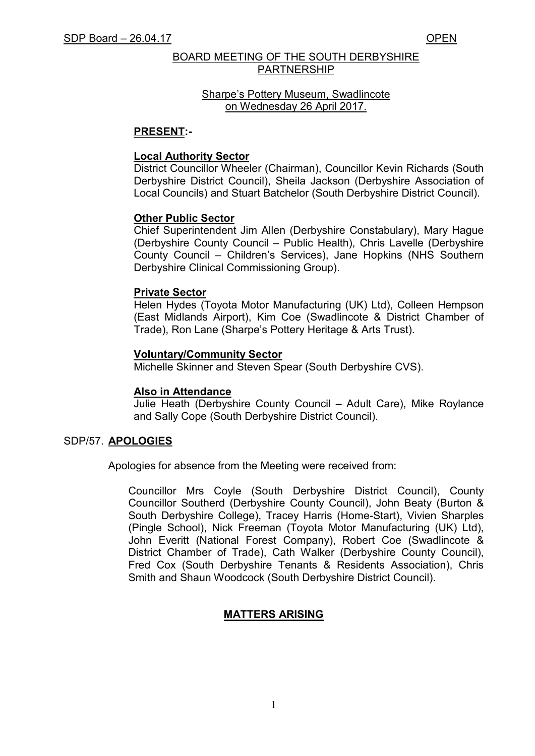# BOARD MEETING OF THE SOUTH DERBYSHIRE PARTNERSHIP

Sharpe's Pottery Museum, Swadlincote
on Wednesday 26 April 2017.

## PRESENT:-

**Local Authority Sector**
District Councillor Wheeler (Chairman), Councillor Kevin Richards (South Derbyshire District Council), Sheila Jackson (Derbyshire Association of Local Councils) and Stuart Batchelor (South Derbyshire District Council).

**Other Public Sector**
Chief Superintendent Jim Allen (Derbyshire Constabulary), Mary Hague (Derbyshire County Council – Public Health), Chris Lavelle (Derbyshire County Council – Children's Services), Jane Hopkins (NHS Southern Derbyshire Clinical Commissioning Group).

**Private Sector**
Helen Hydes (Toyota Motor Manufacturing (UK) Ltd), Colleen Hempson (East Midlands Airport), Kim Coe (Swadlincote & District Chamber of Trade), Ron Lane (Sharpe's Pottery Heritage & Arts Trust).

**Voluntary/Community Sector**
Michelle Skinner and Steven Spear (South Derbyshire CVS).

**Also in Attendance**
Julie Heath (Derbyshire County Council – Adult Care), Mike Roylance and Sally Cope (South Derbyshire District Council).

## SDP/57. APOLOGIES

Apologies for absence from the Meeting were received from:

Councillor Mrs Coyle (South Derbyshire District Council), County Councillor Southerd (Derbyshire County Council), John Beaty (Burton & South Derbyshire College), Tracey Harris (Home-Start), Vivien Sharples (Pingle School), Nick Freeman (Toyota Motor Manufacturing (UK) Ltd), John Everitt (National Forest Company), Robert Coe (Swadlincote & District Chamber of Trade), Cath Walker (Derbyshire County Council), Fred Cox (South Derbyshire Tenants & Residents Association), Chris Smith and Shaun Woodcock (South Derbyshire District Council).

## MATTERS ARISING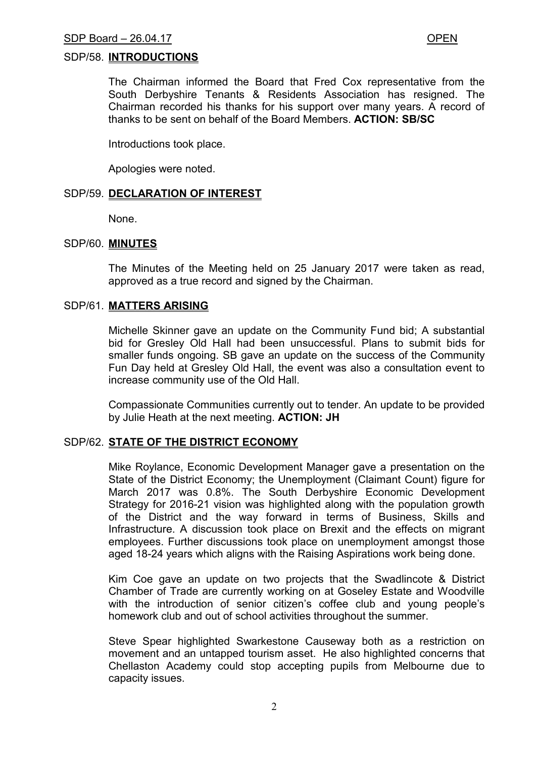### SDP/58. **INTRODUCTIONS**

The Chairman informed the Board that Fred Cox representative from the South Derbyshire Tenants & Residents Association has resigned. The Chairman recorded his thanks for his support over many years. A record of thanks to be sent on behalf of the Board Members. **ACTION: SB/SC**

Introductions took place.

Apologies were noted.

### SDP/59. **DECLARATION OF INTEREST**

None.

### SDP/60. **MINUTES**

The Minutes of the Meeting held on 25 January 2017 were taken as read, approved as a true record and signed by the Chairman.

### SDP/61. **MATTERS ARISING**

Michelle Skinner gave an update on the Community Fund bid; A substantial bid for Gresley Old Hall had been unsuccessful. Plans to submit bids for smaller funds ongoing. SB gave an update on the success of the Community Fun Day held at Gresley Old Hall, the event was also a consultation event to increase community use of the Old Hall.

Compassionate Communities currently out to tender. An update to be provided by Julie Heath at the next meeting. **ACTION: JH**

### SDP/62. **STATE OF THE DISTRICT ECONOMY**

Mike Roylance, Economic Development Manager gave a presentation on the State of the District Economy; the Unemployment (Claimant Count) figure for March 2017 was 0.8%. The South Derbyshire Economic Development Strategy for 2016-21 vision was highlighted along with the population growth of the District and the way forward in terms of Business, Skills and Infrastructure. A discussion took place on Brexit and the effects on migrant employees. Further discussions took place on unemployment amongst those aged 18-24 years which aligns with the Raising Aspirations work being done.

Kim Coe gave an update on two projects that the Swadlincote & District Chamber of Trade are currently working on at Goseley Estate and Woodville with the introduction of senior citizen's coffee club and young people's homework club and out of school activities throughout the summer.

Steve Spear highlighted Swarkestone Causeway both as a restriction on movement and an untapped tourism asset. He also highlighted concerns that Chellaston Academy could stop accepting pupils from Melbourne due to capacity issues.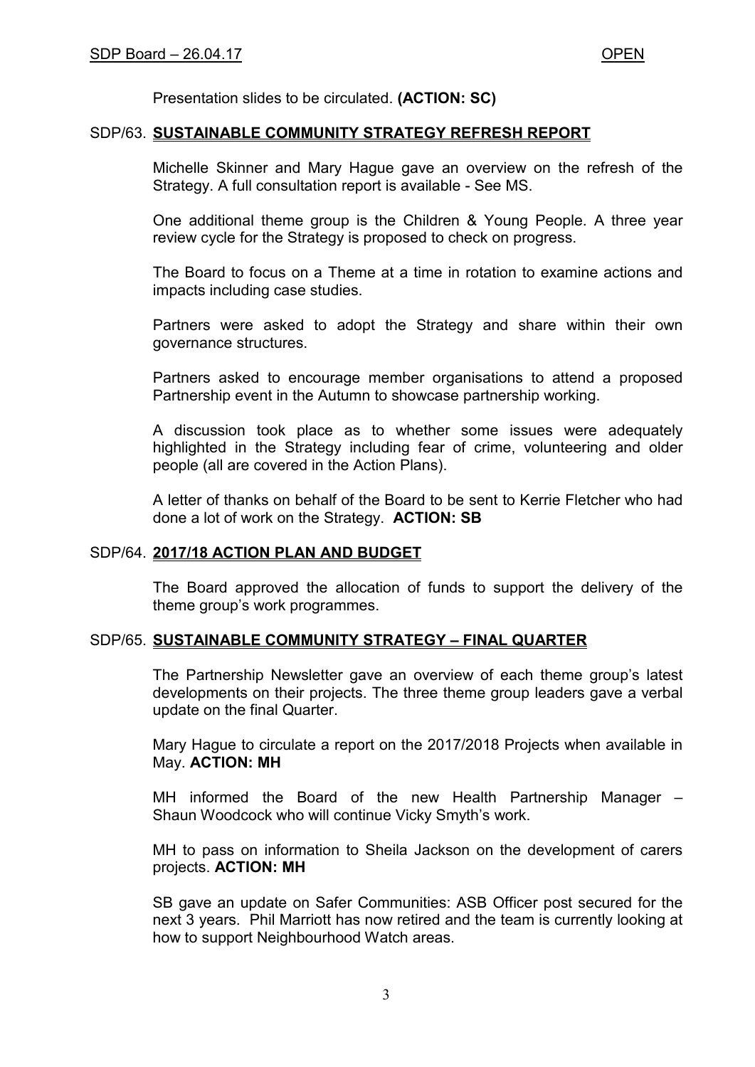Presentation slides to be circulated. **(ACTION: SC)**

## SDP/63. **SUSTAINABLE COMMUNITY STRATEGY REFRESH REPORT**

Michelle Skinner and Mary Hague gave an overview on the refresh of the Strategy. A full consultation report is available - See MS.

One additional theme group is the Children & Young People. A three year review cycle for the Strategy is proposed to check on progress.

The Board to focus on a Theme at a time in rotation to examine actions and impacts including case studies.

Partners were asked to adopt the Strategy and share within their own governance structures.

Partners asked to encourage member organisations to attend a proposed Partnership event in the Autumn to showcase partnership working.

A discussion took place as to whether some issues were adequately highlighted in the Strategy including fear of crime, volunteering and older people (all are covered in the Action Plans).

A letter of thanks on behalf of the Board to be sent to Kerrie Fletcher who had done a lot of work on the Strategy. **ACTION: SB**

## SDP/64. **2017/18 ACTION PLAN AND BUDGET**

The Board approved the allocation of funds to support the delivery of the theme group's work programmes.

## SDP/65. **SUSTAINABLE COMMUNITY STRATEGY – FINAL QUARTER**

The Partnership Newsletter gave an overview of each theme group's latest developments on their projects. The three theme group leaders gave a verbal update on the final Quarter.

Mary Hague to circulate a report on the 2017/2018 Projects when available in May. **ACTION: MH**

MH informed the Board of the new Health Partnership Manager – Shaun Woodcock who will continue Vicky Smyth's work.

MH to pass on information to Sheila Jackson on the development of carers projects. **ACTION: MH**

SB gave an update on Safer Communities: ASB Officer post secured for the next 3 years. Phil Marriott has now retired and the team is currently looking at how to support Neighbourhood Watch areas.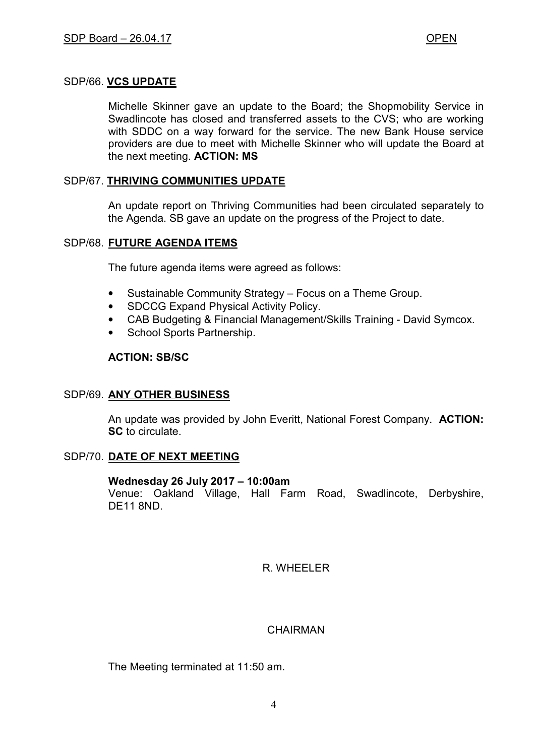## SDP/66. **VCS UPDATE**

Michelle Skinner gave an update to the Board; the Shopmobility Service in Swadlincote has closed and transferred assets to the CVS; who are working with SDDC on a way forward for the service. The new Bank House service providers are due to meet with Michelle Skinner who will update the Board at the next meeting. **ACTION: MS**

## SDP/67. **THRIVING COMMUNITIES UPDATE**

An update report on Thriving Communities had been circulated separately to the Agenda. SB gave an update on the progress of the Project to date.

## SDP/68. **FUTURE AGENDA ITEMS**

The future agenda items were agreed as follows:

- Sustainable Community Strategy – Focus on a Theme Group.
- SDCCG Expand Physical Activity Policy.
- CAB Budgeting & Financial Management/Skills Training - David Symcox.
- School Sports Partnership.

**ACTION: SB/SC**

## SDP/69. **ANY OTHER BUSINESS**

An update was provided by John Everitt, National Forest Company. **ACTION: SC** to circulate.

## SDP/70. **DATE OF NEXT MEETING**

**Wednesday 26 July 2017 – 10:00am**
Venue: Oakland Village, Hall Farm Road, Swadlincote, Derbyshire, DE11 8ND.

R. WHEELER

CHAIRMAN

The Meeting terminated at 11:50 am.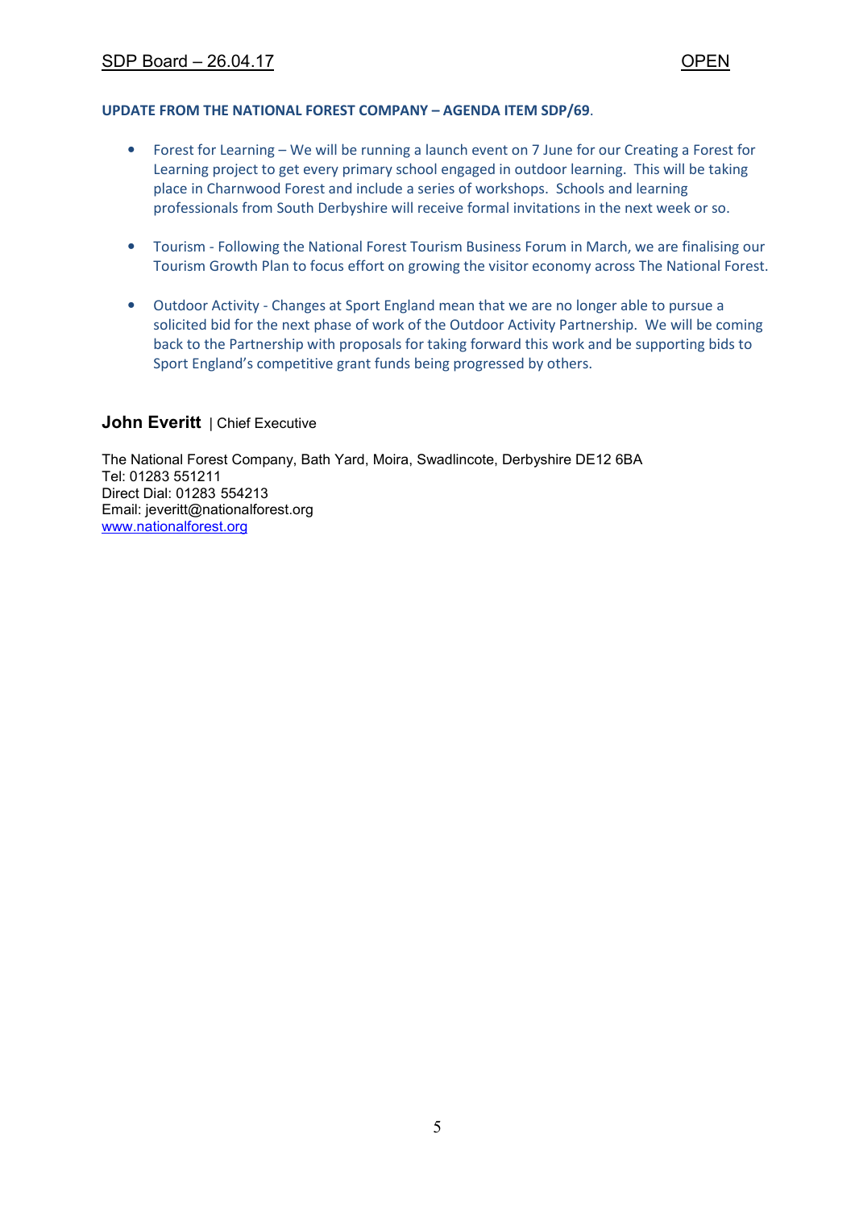**UPDATE FROM THE NATIONAL FOREST COMPANY – AGENDA ITEM SDP/69**.

- Forest for Learning – We will be running a launch event on 7 June for our Creating a Forest for Learning project to get every primary school engaged in outdoor learning. This will be taking place in Charnwood Forest and include a series of workshops. Schools and learning professionals from South Derbyshire will receive formal invitations in the next week or so.

- Tourism - Following the National Forest Tourism Business Forum in March, we are finalising our Tourism Growth Plan to focus effort on growing the visitor economy across The National Forest.

- Outdoor Activity - Changes at Sport England mean that we are no longer able to pursue a solicited bid for the next phase of work of the Outdoor Activity Partnership. We will be coming back to the Partnership with proposals for taking forward this work and be supporting bids to Sport England's competitive grant funds being progressed by others.

**John Everitt** | Chief Executive

The National Forest Company, Bath Yard, Moira, Swadlincote, Derbyshire DE12 6BA
Tel: 01283 551211
Direct Dial: 01283 554213
Email: jeveritt@nationalforest.org
www.nationalforest.org